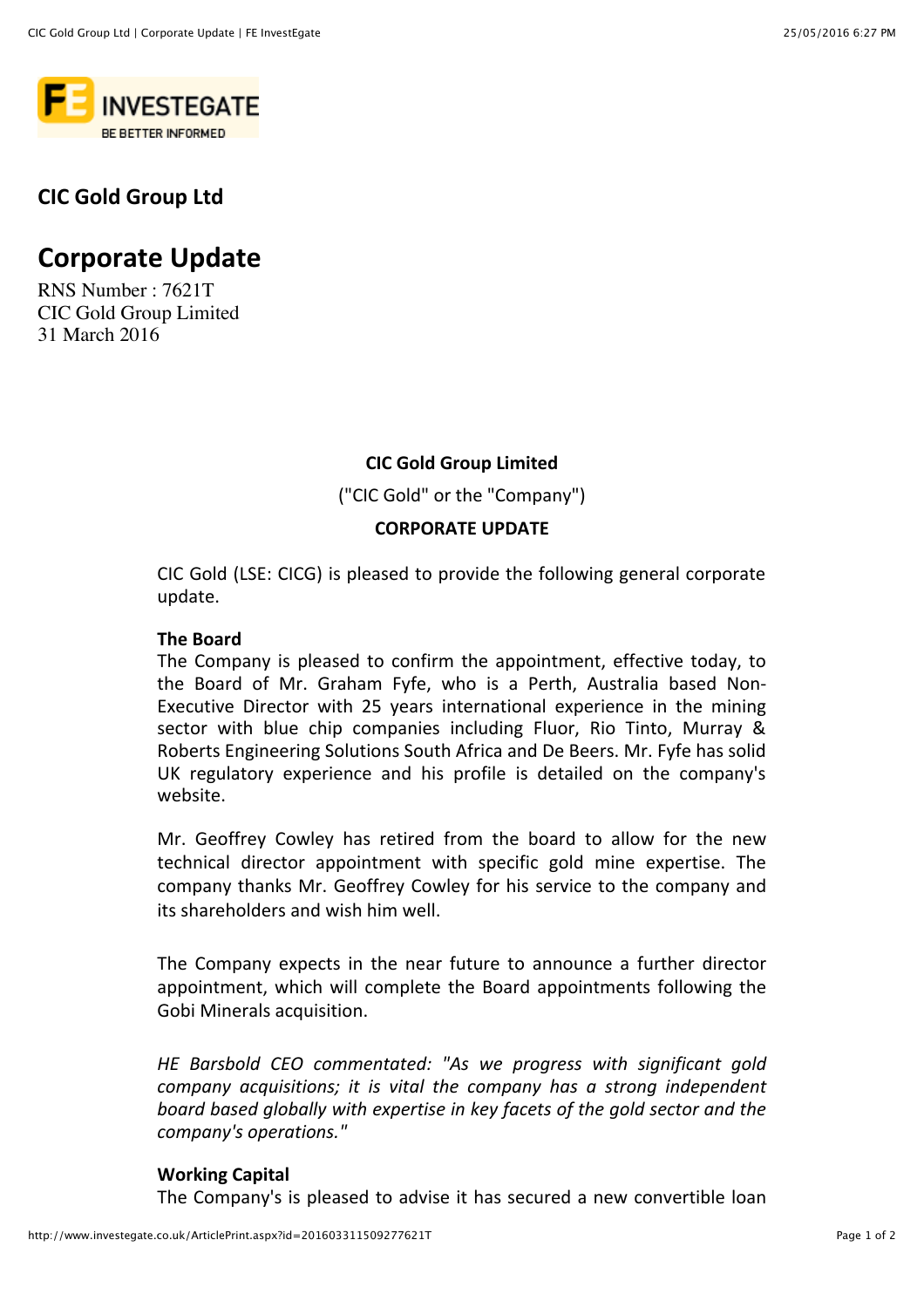## CIC Gold Group Ltd

# Corporate Update

RNS Number : 7621T
CIC Gold Group Limited
31 March 2016

**CIC Gold Group Limited**

("CIC Gold" or the "Company")

**CORPORATE UPDATE**

CIC Gold (LSE: CICG) is pleased to provide the following general corporate update.

**The Board**
The Company is pleased to confirm the appointment, effective today, to the Board of Mr. Graham Fyfe, who is a Perth, Australia based Non-Executive Director with 25 years international experience in the mining sector with blue chip companies including Fluor, Rio Tinto, Murray & Roberts Engineering Solutions South Africa and De Beers. Mr. Fyfe has solid UK regulatory experience and his profile is detailed on the company's website.

Mr. Geoffrey Cowley has retired from the board to allow for the new technical director appointment with specific gold mine expertise. The company thanks Mr. Geoffrey Cowley for his service to the company and its shareholders and wish him well.

The Company expects in the near future to announce a further director appointment, which will complete the Board appointments following the Gobi Minerals acquisition.

*HE Barsbold CEO commentated: "As we progress with significant gold company acquisitions; it is vital the company has a strong independent board based globally with expertise in key facets of the gold sector and the company's operations."*

**Working Capital**
The Company's is pleased to advise it has secured a new convertible loan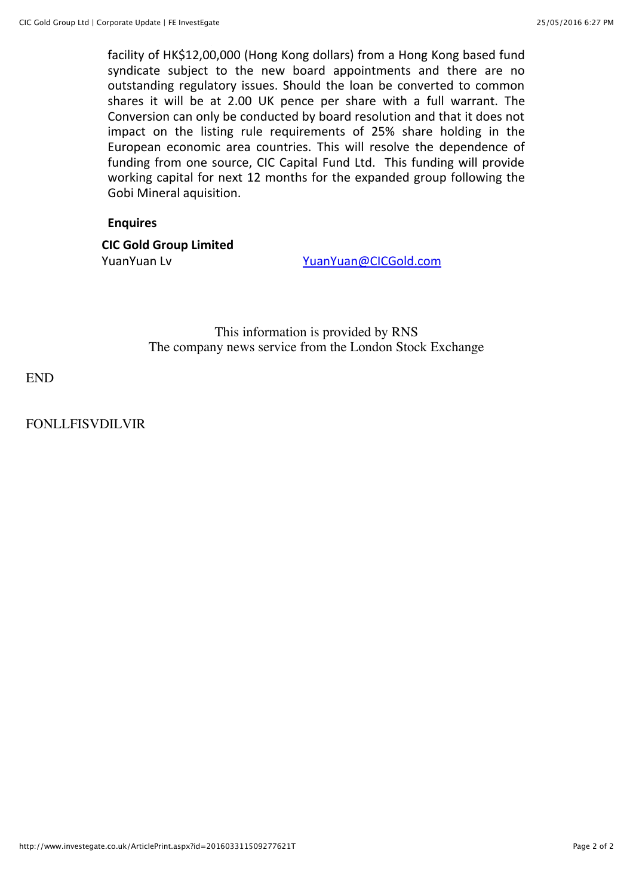facility of HK$12,00,000 (Hong Kong dollars) from a Hong Kong based fund syndicate subject to the new board appointments and there are no outstanding regulatory issues. Should the loan be converted to common shares it will be at 2.00 UK pence per share with a full warrant. The Conversion can only be conducted by board resolution and that it does not impact on the listing rule requirements of 25% share holding in the European economic area countries. This will resolve the dependence of funding from one source, CIC Capital Fund Ltd. This funding will provide working capital for next 12 months for the expanded group following the Gobi Mineral aquisition.

**Enquires**

**CIC Gold Group Limited**

YuanYuan Lv    YuanYuan@CICGold.com

This information is provided by RNS
The company news service from the London Stock Exchange

END

FONLLFISVDILVIR